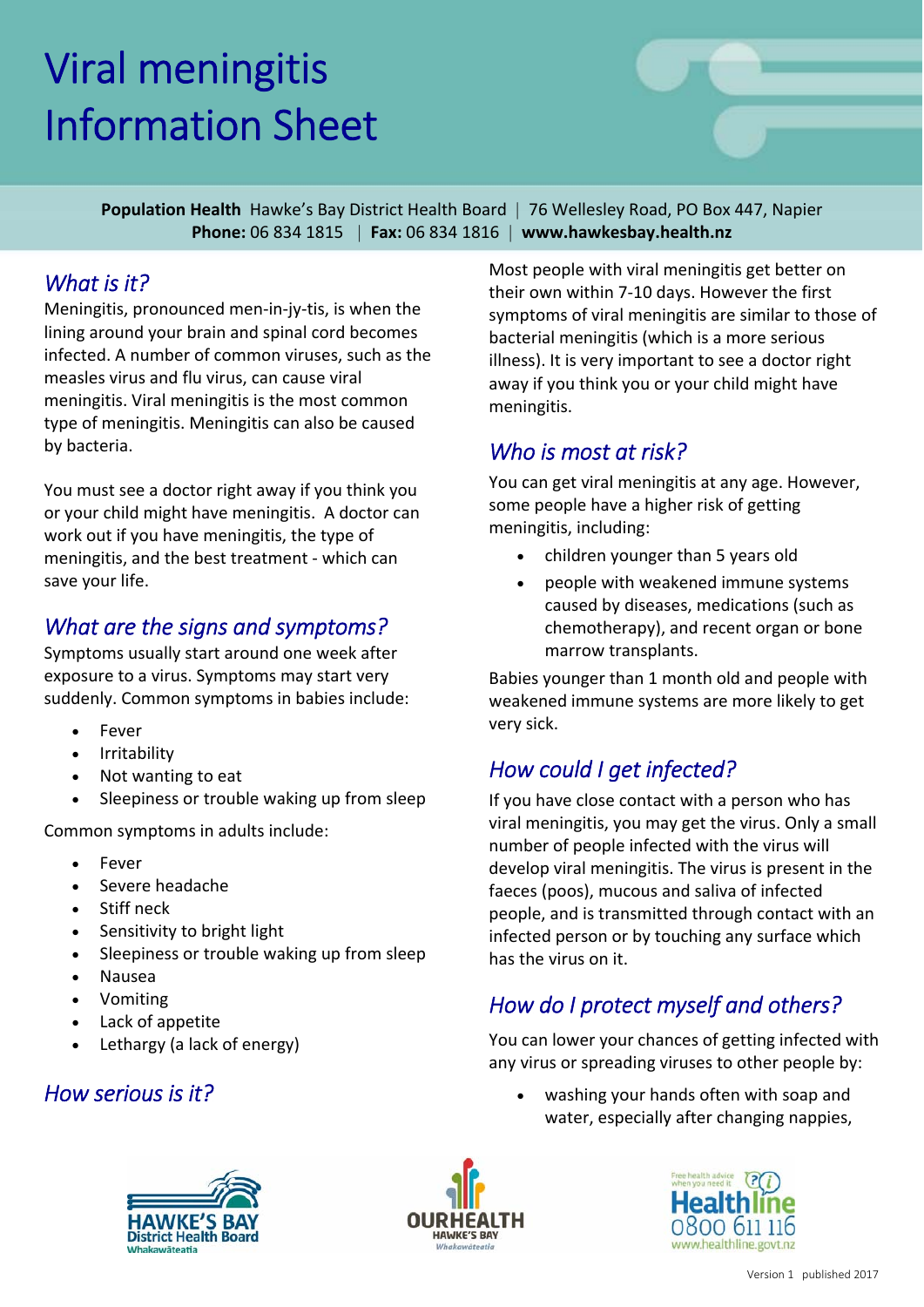# Viral meningitis Information Sheet

**Population Health** Hawke's Bay District Health Board | 76 Wellesley Road, PO Box 447, Napier
**Phone:** 06 834 1815 | **Fax:** 06 834 1816 | **www.hawkesbay.health.nz**

## *What is it?*

Meningitis, pronounced men-in-jy-tis, is when the lining around your brain and spinal cord becomes infected. A number of common viruses, such as the measles virus and flu virus, can cause viral meningitis. Viral meningitis is the most common type of meningitis. Meningitis can also be caused by bacteria.

You must see a doctor right away if you think you or your child might have meningitis. A doctor can work out if you have meningitis, the type of meningitis, and the best treatment - which can save your life.

## *What are the signs and symptoms?*

Symptoms usually start around one week after exposure to a virus. Symptoms may start very suddenly. Common symptoms in babies include:

- Fever
- Irritability
- Not wanting to eat
- Sleepiness or trouble waking up from sleep

Common symptoms in adults include:

- Fever
- Severe headache
- Stiff neck
- Sensitivity to bright light
- Sleepiness or trouble waking up from sleep
- Nausea
- Vomiting
- Lack of appetite
- Lethargy (a lack of energy)

## *How serious is it?*

Most people with viral meningitis get better on their own within 7-10 days. However the first symptoms of viral meningitis are similar to those of bacterial meningitis (which is a more serious illness). It is very important to see a doctor right away if you think you or your child might have meningitis.

## *Who is most at risk?*

You can get viral meningitis at any age. However, some people have a higher risk of getting meningitis, including:

- children younger than 5 years old
- people with weakened immune systems caused by diseases, medications (such as chemotherapy), and recent organ or bone marrow transplants.

Babies younger than 1 month old and people with weakened immune systems are more likely to get very sick.

## *How could I get infected?*

If you have close contact with a person who has viral meningitis, you may get the virus. Only a small number of people infected with the virus will develop viral meningitis. The virus is present in the faeces (poos), mucous and saliva of infected people, and is transmitted through contact with an infected person or by touching any surface which has the virus on it.

## *How do I protect myself and others?*

You can lower your chances of getting infected with any virus or spreading viruses to other people by:

- washing your hands often with soap and water, especially after changing nappies,

Version 1 published 2017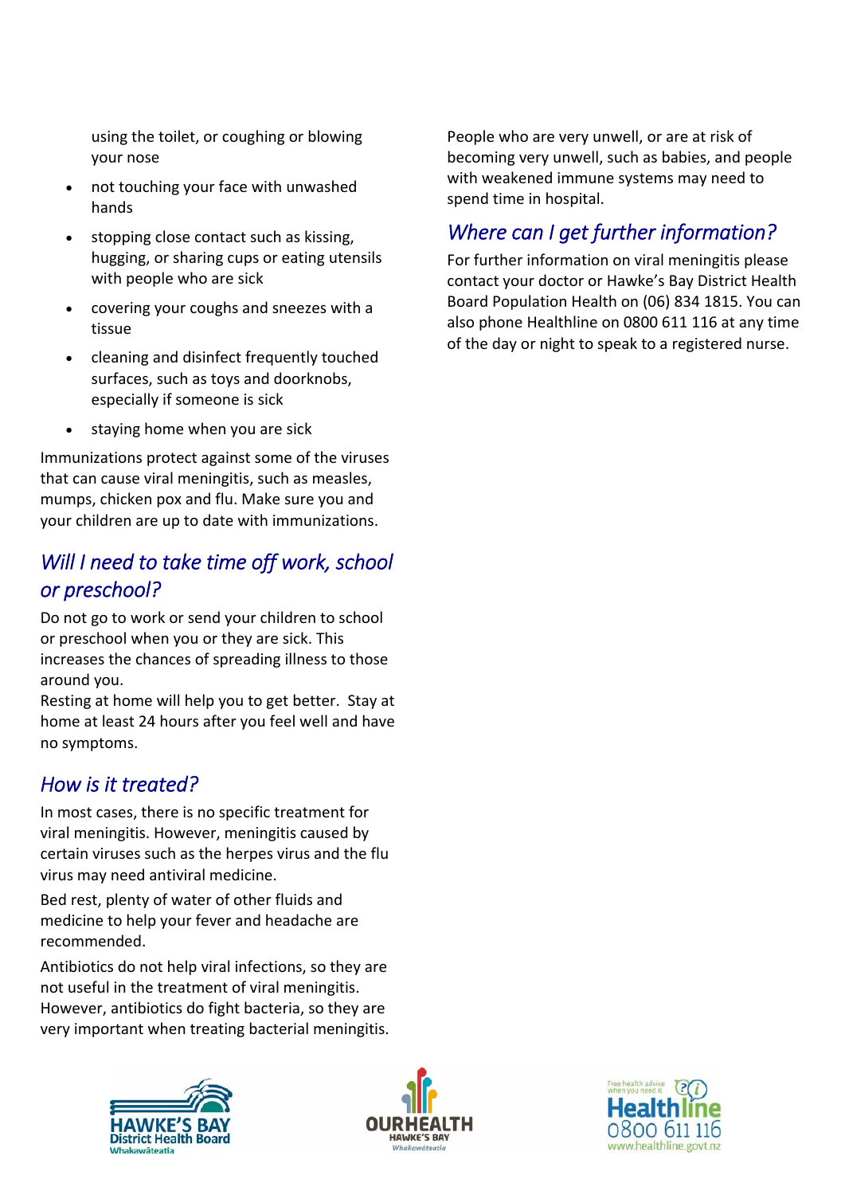using the toilet, or coughing or blowing your nose

- not touching your face with unwashed hands
- stopping close contact such as kissing, hugging, or sharing cups or eating utensils with people who are sick
- covering your coughs and sneezes with a tissue
- cleaning and disinfect frequently touched surfaces, such as toys and doorknobs, especially if someone is sick
- staying home when you are sick

Immunizations protect against some of the viruses that can cause viral meningitis, such as measles, mumps, chicken pox and flu. Make sure you and your children are up to date with immunizations.

## *Will I need to take time off work, school or preschool?*

Do not go to work or send your children to school or preschool when you or they are sick. This increases the chances of spreading illness to those around you.
Resting at home will help you to get better. Stay at home at least 24 hours after you feel well and have no symptoms.

## *How is it treated?*

In most cases, there is no specific treatment for viral meningitis. However, meningitis caused by certain viruses such as the herpes virus and the flu virus may need antiviral medicine.

Bed rest, plenty of water of other fluids and medicine to help your fever and headache are recommended.

Antibiotics do not help viral infections, so they are not useful in the treatment of viral meningitis. However, antibiotics do fight bacteria, so they are very important when treating bacterial meningitis.

People who are very unwell, or are at risk of becoming very unwell, such as babies, and people with weakened immune systems may need to spend time in hospital.

## *Where can I get further information?*

For further information on viral meningitis please contact your doctor or Hawke's Bay District Health Board Population Health on (06) 834 1815. You can also phone Healthline on 0800 611 116 at any time of the day or night to speak to a registered nurse.

HAWKE'S BAY District Health Board Whakawāteatia

OURHEALTH HAWKE'S BAY Whakawāteatia

Free health advice when you need it Healthline 0800 611 116 www.healthline.govt.nz